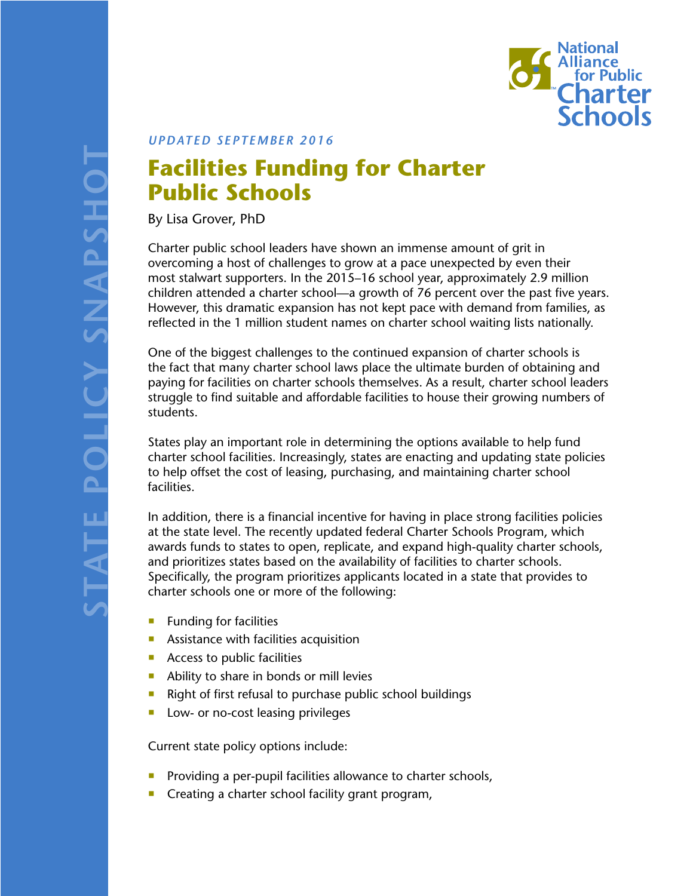STATE POLICY SNAPSHOT

National Alliance for Public Charter Schools

*UPDATED SEPTEMBER 2016*

# Facilities Funding for Charter Public Schools

By Lisa Grover, PhD

Charter public school leaders have shown an immense amount of grit in overcoming a host of challenges to grow at a pace unexpected by even their most stalwart supporters. In the 2015–16 school year, approximately 2.9 million children attended a charter school—a growth of 76 percent over the past five years. However, this dramatic expansion has not kept pace with demand from families, as reflected in the 1 million student names on charter school waiting lists nationally.

One of the biggest challenges to the continued expansion of charter schools is the fact that many charter school laws place the ultimate burden of obtaining and paying for facilities on charter schools themselves. As a result, charter school leaders struggle to find suitable and affordable facilities to house their growing numbers of students.

States play an important role in determining the options available to help fund charter school facilities. Increasingly, states are enacting and updating state policies to help offset the cost of leasing, purchasing, and maintaining charter school facilities.

In addition, there is a financial incentive for having in place strong facilities policies at the state level. The recently updated federal Charter Schools Program, which awards funds to states to open, replicate, and expand high-quality charter schools, and prioritizes states based on the availability of facilities to charter schools. Specifically, the program prioritizes applicants located in a state that provides to charter schools one or more of the following:

- Funding for facilities
- Assistance with facilities acquisition
- Access to public facilities
- Ability to share in bonds or mill levies
- Right of first refusal to purchase public school buildings
- Low- or no-cost leasing privileges

Current state policy options include:

- Providing a per-pupil facilities allowance to charter schools,
- Creating a charter school facility grant program,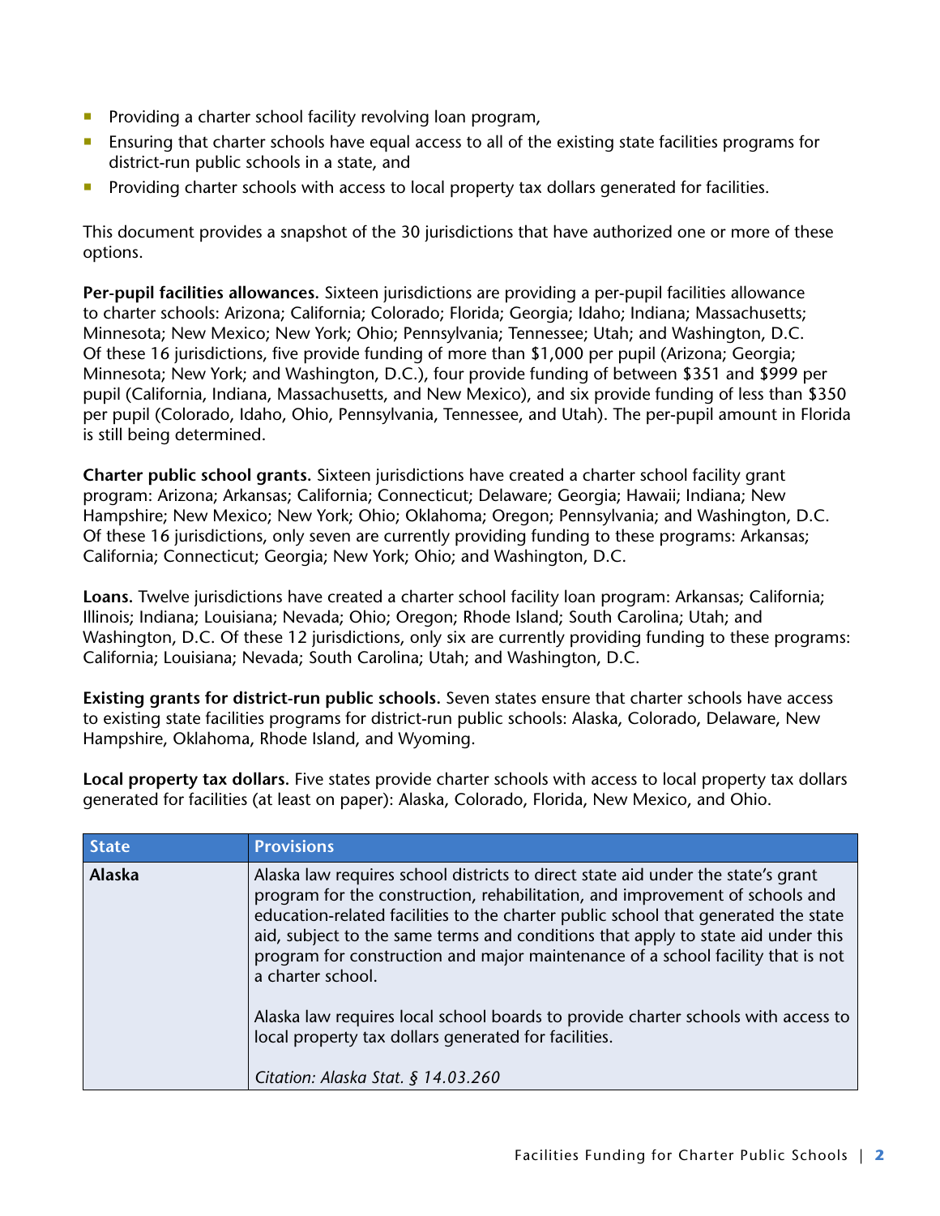- Providing a charter school facility revolving loan program,
- Ensuring that charter schools have equal access to all of the existing state facilities programs for district-run public schools in a state, and
- Providing charter schools with access to local property tax dollars generated for facilities.

This document provides a snapshot of the 30 jurisdictions that have authorized one or more of these options.

**Per-pupil facilities allowances.** Sixteen jurisdictions are providing a per-pupil facilities allowance to charter schools: Arizona; California; Colorado; Florida; Georgia; Idaho; Indiana; Massachusetts; Minnesota; New Mexico; New York; Ohio; Pennsylvania; Tennessee; Utah; and Washington, D.C. Of these 16 jurisdictions, five provide funding of more than $1,000 per pupil (Arizona; Georgia; Minnesota; New York; and Washington, D.C.), four provide funding of between $351 and $999 per pupil (California, Indiana, Massachusetts, and New Mexico), and six provide funding of less than $350 per pupil (Colorado, Idaho, Ohio, Pennsylvania, Tennessee, and Utah). The per-pupil amount in Florida is still being determined.

**Charter public school grants.** Sixteen jurisdictions have created a charter school facility grant program: Arizona; Arkansas; California; Connecticut; Delaware; Georgia; Hawaii; Indiana; New Hampshire; New Mexico; New York; Ohio; Oklahoma; Oregon; Pennsylvania; and Washington, D.C. Of these 16 jurisdictions, only seven are currently providing funding to these programs: Arkansas; California; Connecticut; Georgia; New York; Ohio; and Washington, D.C.

**Loans.** Twelve jurisdictions have created a charter school facility loan program: Arkansas; California; Illinois; Indiana; Louisiana; Nevada; Ohio; Oregon; Rhode Island; South Carolina; Utah; and Washington, D.C. Of these 12 jurisdictions, only six are currently providing funding to these programs: California; Louisiana; Nevada; South Carolina; Utah; and Washington, D.C.

**Existing grants for district-run public schools.** Seven states ensure that charter schools have access to existing state facilities programs for district-run public schools: Alaska, Colorado, Delaware, New Hampshire, Oklahoma, Rhode Island, and Wyoming.

**Local property tax dollars.** Five states provide charter schools with access to local property tax dollars generated for facilities (at least on paper): Alaska, Colorado, Florida, New Mexico, and Ohio.

| State | Provisions |
|---|---|
| **Alaska** | Alaska law requires school districts to direct state aid under the state's grant program for the construction, rehabilitation, and improvement of schools and education-related facilities to the charter public school that generated the state aid, subject to the same terms and conditions that apply to state aid under this program for construction and major maintenance of a school facility that is not a charter school.<br><br>Alaska law requires local school boards to provide charter schools with access to local property tax dollars generated for facilities.<br><br>*Citation: Alaska Stat. § 14.03.260* |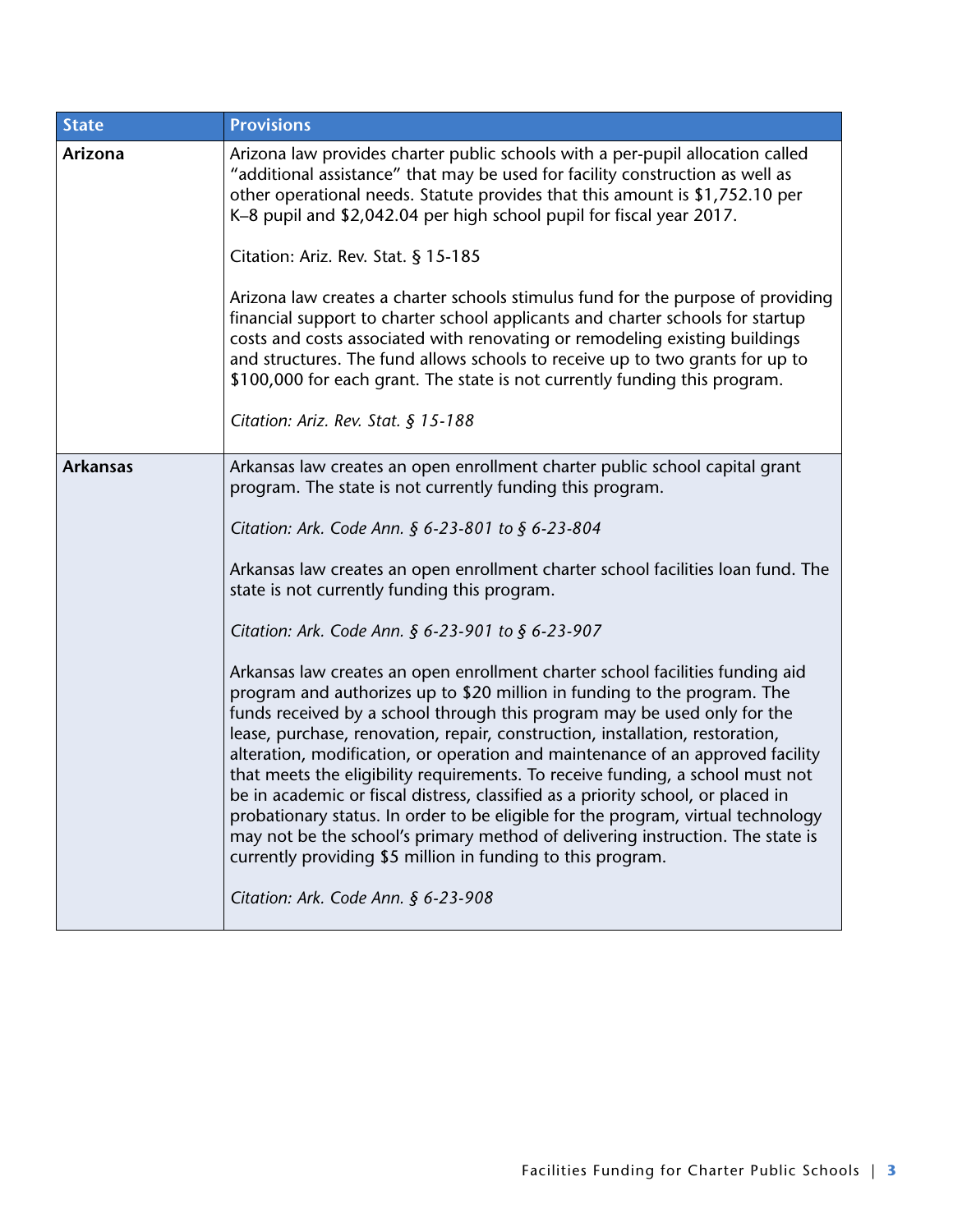| State | Provisions |
|---|---|
| **Arizona** | Arizona law provides charter public schools with a per-pupil allocation called "additional assistance" that may be used for facility construction as well as other operational needs. Statute provides that this amount is $1,752.10 per K–8 pupil and $2,042.04 per high school pupil for fiscal year 2017.<br><br>Citation: Ariz. Rev. Stat. § 15-185<br><br>Arizona law creates a charter schools stimulus fund for the purpose of providing financial support to charter school applicants and charter schools for startup costs and costs associated with renovating or remodeling existing buildings and structures. The fund allows schools to receive up to two grants for up to $100,000 for each grant. The state is not currently funding this program.<br><br>*Citation: Ariz. Rev. Stat. § 15-188* |
| **Arkansas** | Arkansas law creates an open enrollment charter public school capital grant program. The state is not currently funding this program.<br><br>*Citation: Ark. Code Ann. § 6-23-801 to § 6-23-804*<br><br>Arkansas law creates an open enrollment charter school facilities loan fund. The state is not currently funding this program.<br><br>*Citation: Ark. Code Ann. § 6-23-901 to § 6-23-907*<br><br>Arkansas law creates an open enrollment charter school facilities funding aid program and authorizes up to $20 million in funding to the program. The funds received by a school through this program may be used only for the lease, purchase, renovation, repair, construction, installation, restoration, alteration, modification, or operation and maintenance of an approved facility that meets the eligibility requirements. To receive funding, a school must not be in academic or fiscal distress, classified as a priority school, or placed in probationary status. In order to be eligible for the program, virtual technology may not be the school's primary method of delivering instruction. The state is currently providing $5 million in funding to this program.<br><br>*Citation: Ark. Code Ann. § 6-23-908* |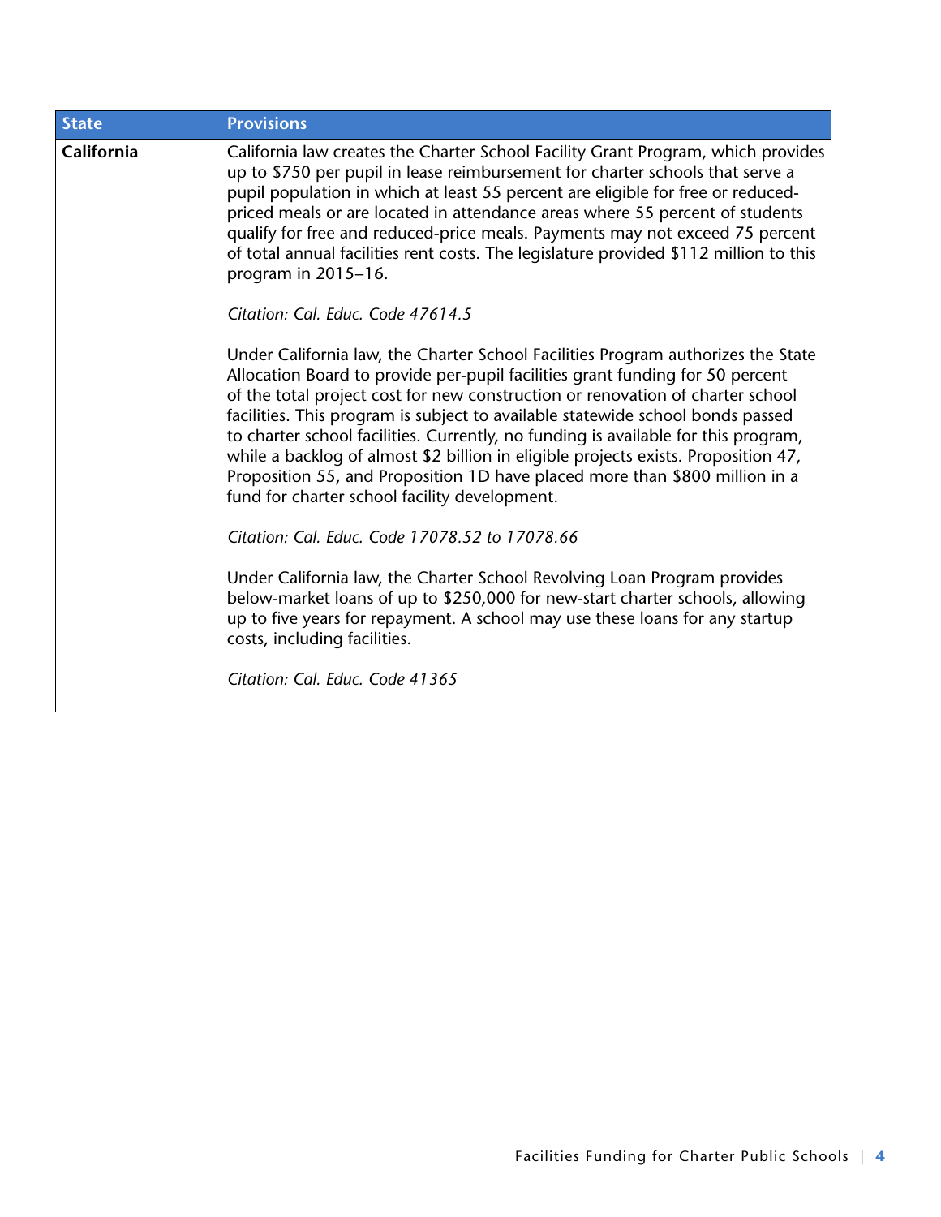| State | Provisions |
|---|---|
| **California** | California law creates the Charter School Facility Grant Program, which provides up to $750 per pupil in lease reimbursement for charter schools that serve a pupil population in which at least 55 percent are eligible for free or reduced-priced meals or are located in attendance areas where 55 percent of students qualify for free and reduced-price meals. Payments may not exceed 75 percent of total annual facilities rent costs. The legislature provided $112 million to this program in 2015–16.<br><br>*Citation: Cal. Educ. Code 47614.5*<br><br>Under California law, the Charter School Facilities Program authorizes the State Allocation Board to provide per-pupil facilities grant funding for 50 percent of the total project cost for new construction or renovation of charter school facilities. This program is subject to available statewide school bonds passed to charter school facilities. Currently, no funding is available for this program, while a backlog of almost $2 billion in eligible projects exists. Proposition 47, Proposition 55, and Proposition 1D have placed more than $800 million in a fund for charter school facility development.<br><br>*Citation: Cal. Educ. Code 17078.52 to 17078.66*<br><br>Under California law, the Charter School Revolving Loan Program provides below-market loans of up to $250,000 for new-start charter schools, allowing up to five years for repayment. A school may use these loans for any startup costs, including facilities.<br><br>*Citation: Cal. Educ. Code 41365* |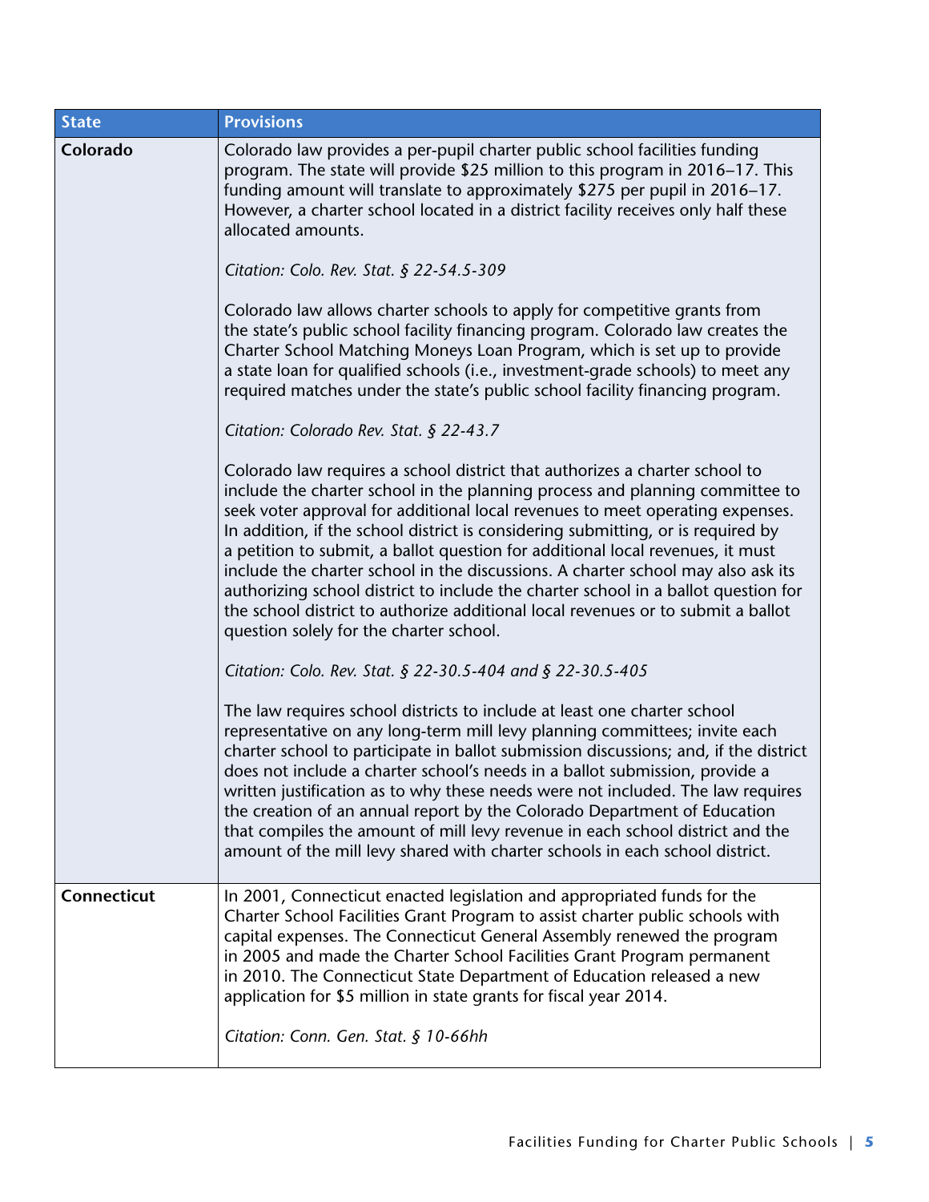| State | Provisions |
|---|---|
| **Colorado** | Colorado law provides a per-pupil charter public school facilities funding program. The state will provide $25 million to this program in 2016–17. This funding amount will translate to approximately $275 per pupil in 2016–17. However, a charter school located in a district facility receives only half these allocated amounts.<br><br>*Citation: Colo. Rev. Stat. § 22-54.5-309*<br><br>Colorado law allows charter schools to apply for competitive grants from the state's public school facility financing program. Colorado law creates the Charter School Matching Moneys Loan Program, which is set up to provide a state loan for qualified schools (i.e., investment-grade schools) to meet any required matches under the state's public school facility financing program.<br><br>*Citation: Colorado Rev. Stat. § 22-43.7*<br><br>Colorado law requires a school district that authorizes a charter school to include the charter school in the planning process and planning committee to seek voter approval for additional local revenues to meet operating expenses. In addition, if the school district is considering submitting, or is required by a petition to submit, a ballot question for additional local revenues, it must include the charter school in the discussions. A charter school may also ask its authorizing school district to include the charter school in a ballot question for the school district to authorize additional local revenues or to submit a ballot question solely for the charter school.<br><br>*Citation: Colo. Rev. Stat. § 22-30.5-404 and § 22-30.5-405*<br><br>The law requires school districts to include at least one charter school representative on any long-term mill levy planning committees; invite each charter school to participate in ballot submission discussions; and, if the district does not include a charter school's needs in a ballot submission, provide a written justification as to why these needs were not included. The law requires the creation of an annual report by the Colorado Department of Education that compiles the amount of mill levy revenue in each school district and the amount of the mill levy shared with charter schools in each school district. |
| **Connecticut** | In 2001, Connecticut enacted legislation and appropriated funds for the Charter School Facilities Grant Program to assist charter public schools with capital expenses. The Connecticut General Assembly renewed the program in 2005 and made the Charter School Facilities Grant Program permanent in 2010. The Connecticut State Department of Education released a new application for $5 million in state grants for fiscal year 2014.<br><br>*Citation: Conn. Gen. Stat. § 10-66hh* |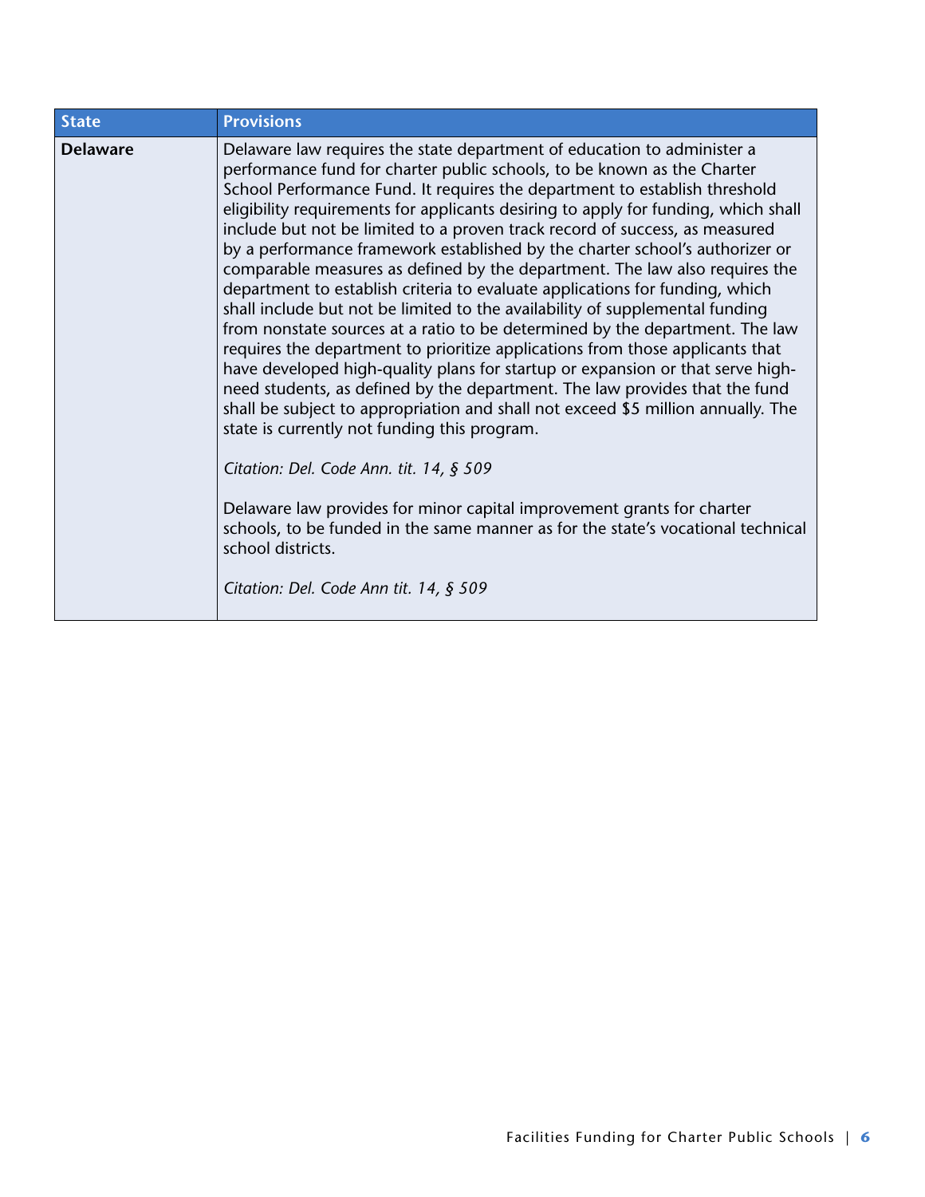| State | Provisions |
| --- | --- |
| **Delaware** | Delaware law requires the state department of education to administer a performance fund for charter public schools, to be known as the Charter School Performance Fund. It requires the department to establish threshold eligibility requirements for applicants desiring to apply for funding, which shall include but not be limited to a proven track record of success, as measured by a performance framework established by the charter school's authorizer or comparable measures as defined by the department. The law also requires the department to establish criteria to evaluate applications for funding, which shall include but not be limited to the availability of supplemental funding from nonstate sources at a ratio to be determined by the department. The law requires the department to prioritize applications from those applicants that have developed high-quality plans for startup or expansion or that serve high-need students, as defined by the department. The law provides that the fund shall be subject to appropriation and shall not exceed $5 million annually. The state is currently not funding this program.<br><br>*Citation: Del. Code Ann. tit. 14, § 509*<br><br>Delaware law provides for minor capital improvement grants for charter schools, to be funded in the same manner as for the state's vocational technical school districts.<br><br>*Citation: Del. Code Ann tit. 14, § 509* |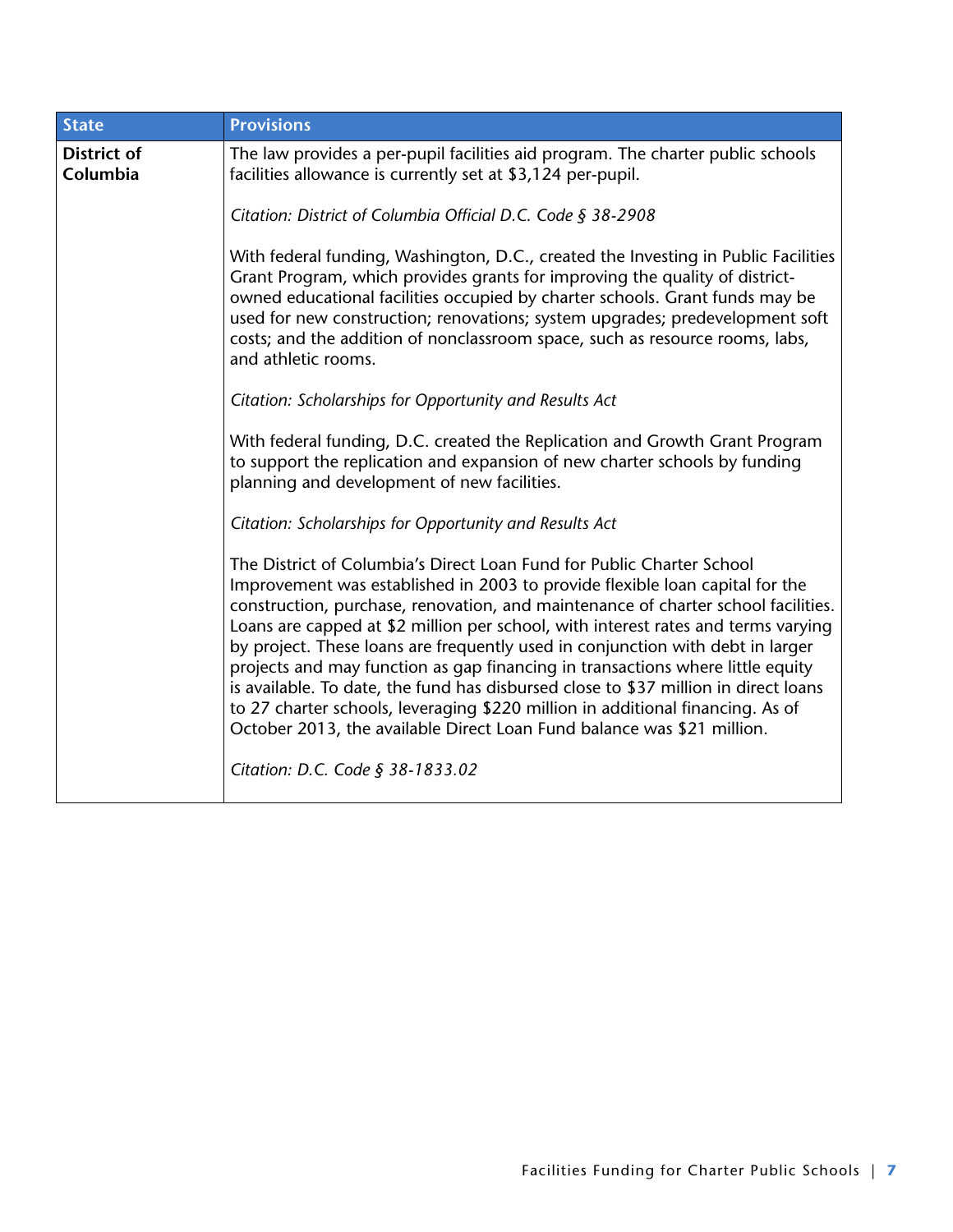| State | Provisions |
|---|---|
| **District of Columbia** | The law provides a per-pupil facilities aid program. The charter public schools facilities allowance is currently set at $3,124 per-pupil.<br><br>*Citation: District of Columbia Official D.C. Code § 38-2908*<br><br>With federal funding, Washington, D.C., created the Investing in Public Facilities Grant Program, which provides grants for improving the quality of district-owned educational facilities occupied by charter schools. Grant funds may be used for new construction; renovations; system upgrades; predevelopment soft costs; and the addition of nonclassroom space, such as resource rooms, labs, and athletic rooms.<br><br>*Citation: Scholarships for Opportunity and Results Act*<br><br>With federal funding, D.C. created the Replication and Growth Grant Program to support the replication and expansion of new charter schools by funding planning and development of new facilities.<br><br>*Citation: Scholarships for Opportunity and Results Act*<br><br>The District of Columbia's Direct Loan Fund for Public Charter School Improvement was established in 2003 to provide flexible loan capital for the construction, purchase, renovation, and maintenance of charter school facilities. Loans are capped at $2 million per school, with interest rates and terms varying by project. These loans are frequently used in conjunction with debt in larger projects and may function as gap financing in transactions where little equity is available. To date, the fund has disbursed close to $37 million in direct loans to 27 charter schools, leveraging $220 million in additional financing. As of October 2013, the available Direct Loan Fund balance was $21 million.<br><br>*Citation: D.C. Code § 38-1833.02* |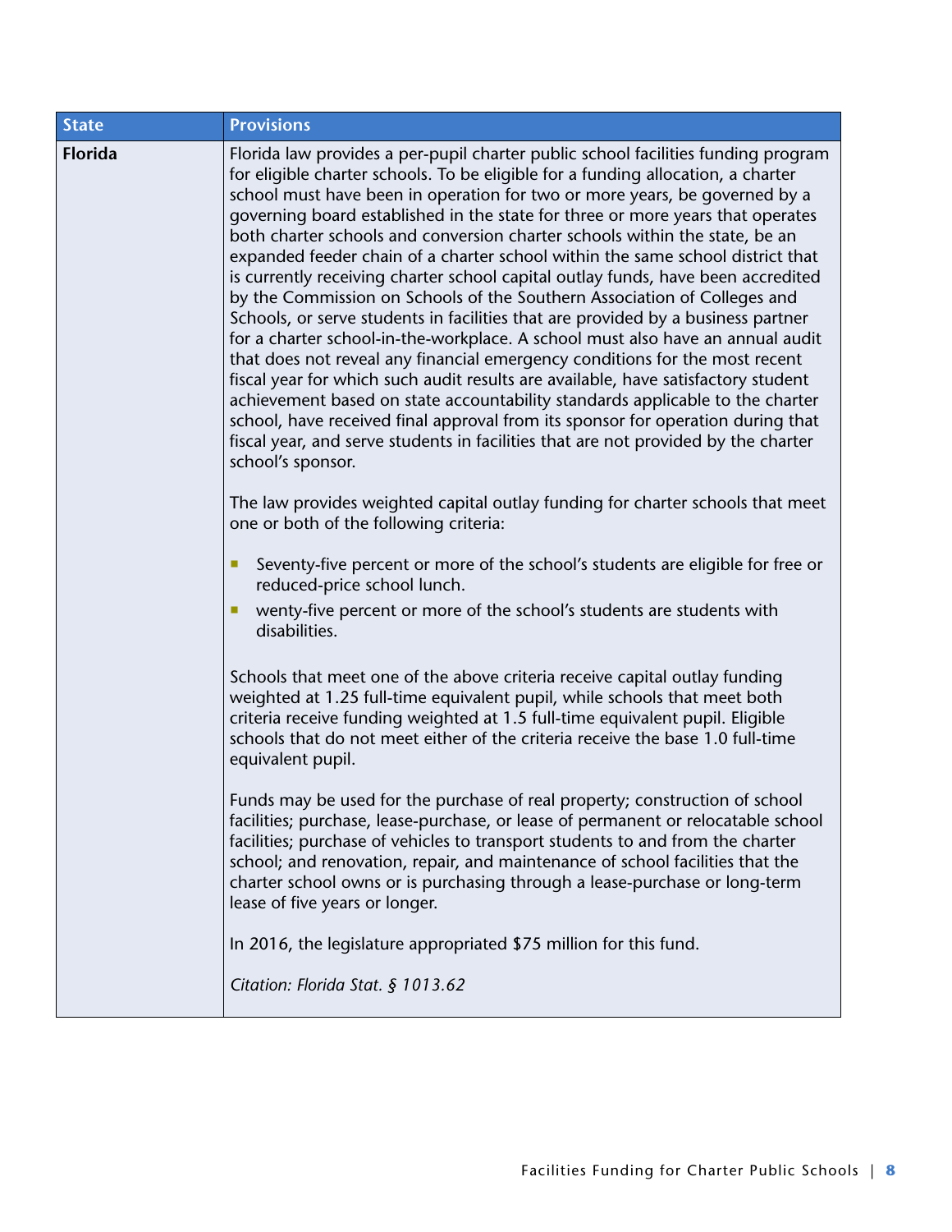| State | Provisions |
|---|---|
| **Florida** | Florida law provides a per-pupil charter public school facilities funding program for eligible charter schools. To be eligible for a funding allocation, a charter school must have been in operation for two or more years, be governed by a governing board established in the state for three or more years that operates both charter schools and conversion charter schools within the state, be an expanded feeder chain of a charter school within the same school district that is currently receiving charter school capital outlay funds, have been accredited by the Commission on Schools of the Southern Association of Colleges and Schools, or serve students in facilities that are provided by a business partner for a charter school-in-the-workplace. A school must also have an annual audit that does not reveal any financial emergency conditions for the most recent fiscal year for which such audit results are available, have satisfactory student achievement based on state accountability standards applicable to the charter school, have received final approval from its sponsor for operation during that fiscal year, and serve students in facilities that are not provided by the charter school's sponsor.<br><br>The law provides weighted capital outlay funding for charter schools that meet one or both of the following criteria:<br><br>- Seventy-five percent or more of the school's students are eligible for free or reduced-price school lunch.<br>- wenty-five percent or more of the school's students are students with disabilities.<br><br>Schools that meet one of the above criteria receive capital outlay funding weighted at 1.25 full-time equivalent pupil, while schools that meet both criteria receive funding weighted at 1.5 full-time equivalent pupil. Eligible schools that do not meet either of the criteria receive the base 1.0 full-time equivalent pupil.<br><br>Funds may be used for the purchase of real property; construction of school facilities; purchase, lease-purchase, or lease of permanent or relocatable school facilities; purchase of vehicles to transport students to and from the charter school; and renovation, repair, and maintenance of school facilities that the charter school owns or is purchasing through a lease-purchase or long-term lease of five years or longer.<br><br>In 2016, the legislature appropriated $75 million for this fund.<br><br>*Citation: Florida Stat. § 1013.62* |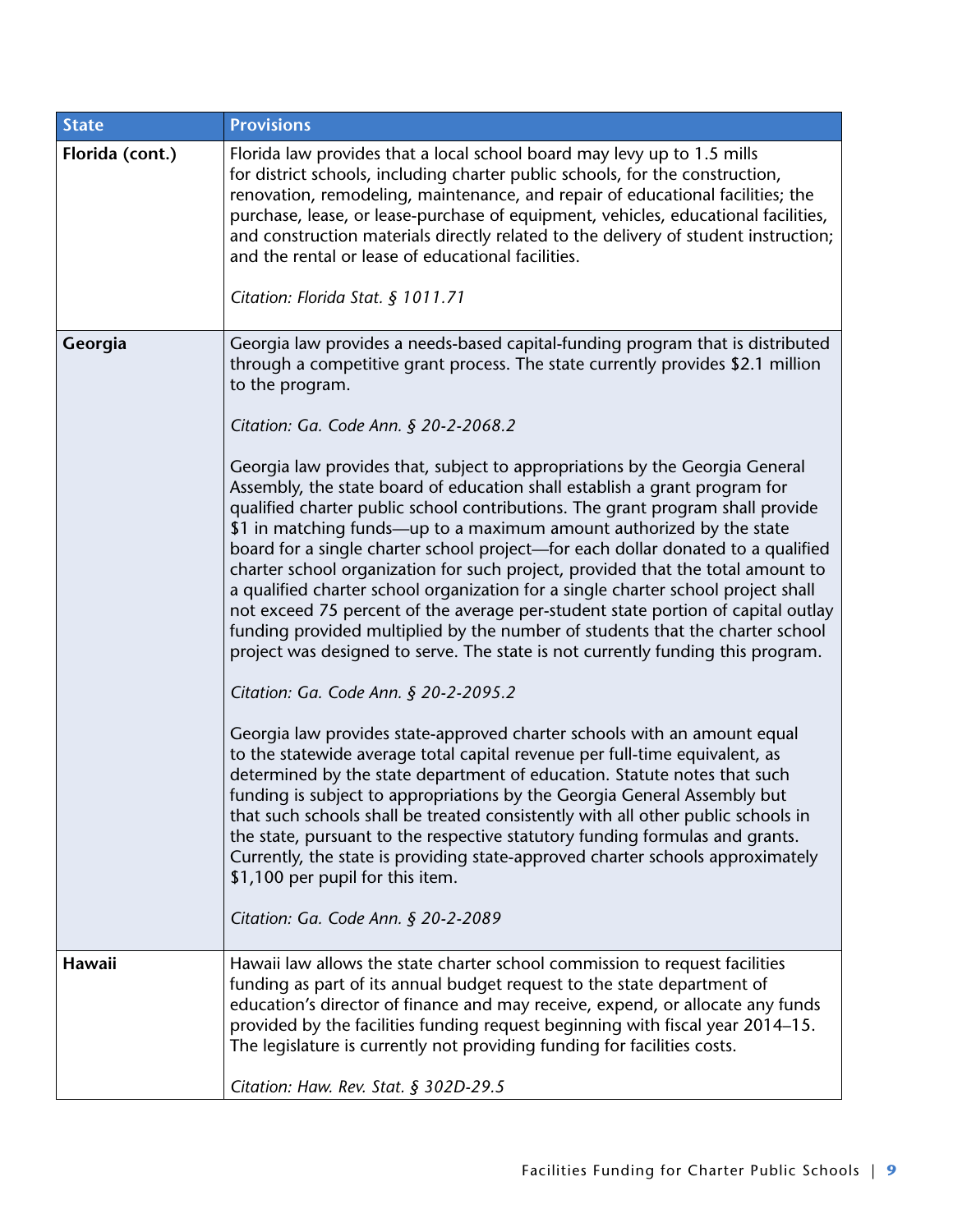| State | Provisions |
| --- | --- |
| **Florida (cont.)** | Florida law provides that a local school board may levy up to 1.5 mills for district schools, including charter public schools, for the construction, renovation, remodeling, maintenance, and repair of educational facilities; the purchase, lease, or lease-purchase of equipment, vehicles, educational facilities, and construction materials directly related to the delivery of student instruction; and the rental or lease of educational facilities.<br><br>*Citation: Florida Stat. § 1011.71* |
| **Georgia** | Georgia law provides a needs-based capital-funding program that is distributed through a competitive grant process. The state currently provides $2.1 million to the program.<br><br>*Citation: Ga. Code Ann. § 20-2-2068.2*<br><br>Georgia law provides that, subject to appropriations by the Georgia General Assembly, the state board of education shall establish a grant program for qualified charter public school contributions. The grant program shall provide $1 in matching funds—up to a maximum amount authorized by the state board for a single charter school project—for each dollar donated to a qualified charter school organization for such project, provided that the total amount to a qualified charter school organization for a single charter school project shall not exceed 75 percent of the average per-student state portion of capital outlay funding provided multiplied by the number of students that the charter school project was designed to serve. The state is not currently funding this program.<br><br>*Citation: Ga. Code Ann. § 20-2-2095.2*<br><br>Georgia law provides state-approved charter schools with an amount equal to the statewide average total capital revenue per full-time equivalent, as determined by the state department of education. Statute notes that such funding is subject to appropriations by the Georgia General Assembly but that such schools shall be treated consistently with all other public schools in the state, pursuant to the respective statutory funding formulas and grants. Currently, the state is providing state-approved charter schools approximately $1,100 per pupil for this item.<br><br>*Citation: Ga. Code Ann. § 20-2-2089* |
| **Hawaii** | Hawaii law allows the state charter school commission to request facilities funding as part of its annual budget request to the state department of education's director of finance and may receive, expend, or allocate any funds provided by the facilities funding request beginning with fiscal year 2014–15. The legislature is currently not providing funding for facilities costs.<br><br>*Citation: Haw. Rev. Stat. § 302D-29.5* |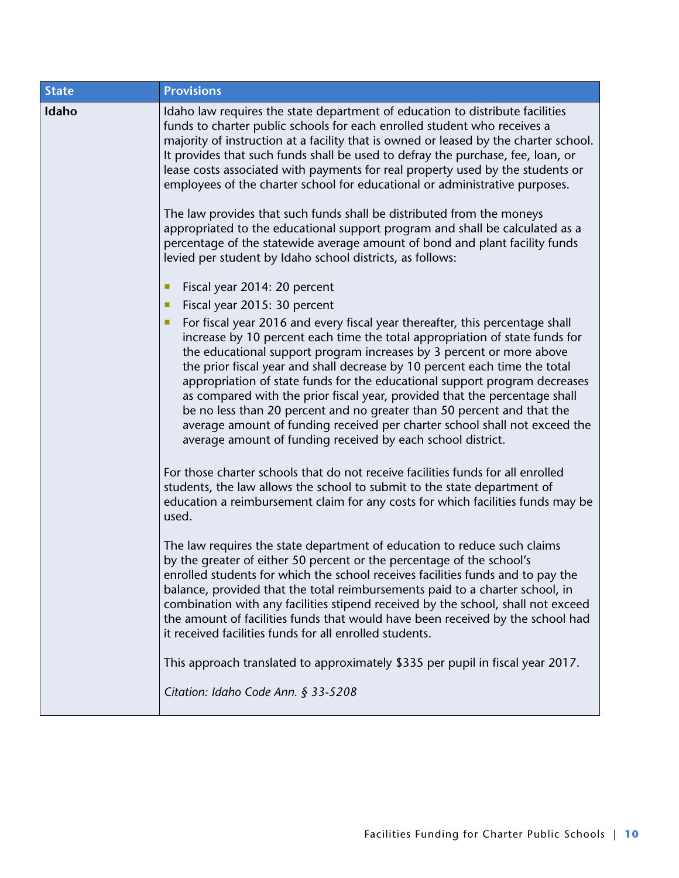| State | Provisions |
| --- | --- |
| **Idaho** | Idaho law requires the state department of education to distribute facilities funds to charter public schools for each enrolled student who receives a majority of instruction at a facility that is owned or leased by the charter school. It provides that such funds shall be used to defray the purchase, fee, loan, or lease costs associated with payments for real property used by the students or employees of the charter school for educational or administrative purposes.<br><br>The law provides that such funds shall be distributed from the moneys appropriated to the educational support program and shall be calculated as a percentage of the statewide average amount of bond and plant facility funds levied per student by Idaho school districts, as follows:<br><br>- Fiscal year 2014: 20 percent<br>- Fiscal year 2015: 30 percent<br>- For fiscal year 2016 and every fiscal year thereafter, this percentage shall increase by 10 percent each time the total appropriation of state funds for the educational support program increases by 3 percent or more above the prior fiscal year and shall decrease by 10 percent each time the total appropriation of state funds for the educational support program decreases as compared with the prior fiscal year, provided that the percentage shall be no less than 20 percent and no greater than 50 percent and that the average amount of funding received per charter school shall not exceed the average amount of funding received by each school district.<br><br>For those charter schools that do not receive facilities funds for all enrolled students, the law allows the school to submit to the state department of education a reimbursement claim for any costs for which facilities funds may be used.<br><br>The law requires the state department of education to reduce such claims by the greater of either 50 percent or the percentage of the school's enrolled students for which the school receives facilities funds and to pay the balance, provided that the total reimbursements paid to a charter school, in combination with any facilities stipend received by the school, shall not exceed the amount of facilities funds that would have been received by the school had it received facilities funds for all enrolled students.<br><br>This approach translated to approximately $335 per pupil in fiscal year 2017.<br><br>*Citation: Idaho Code Ann. § 33-5208* |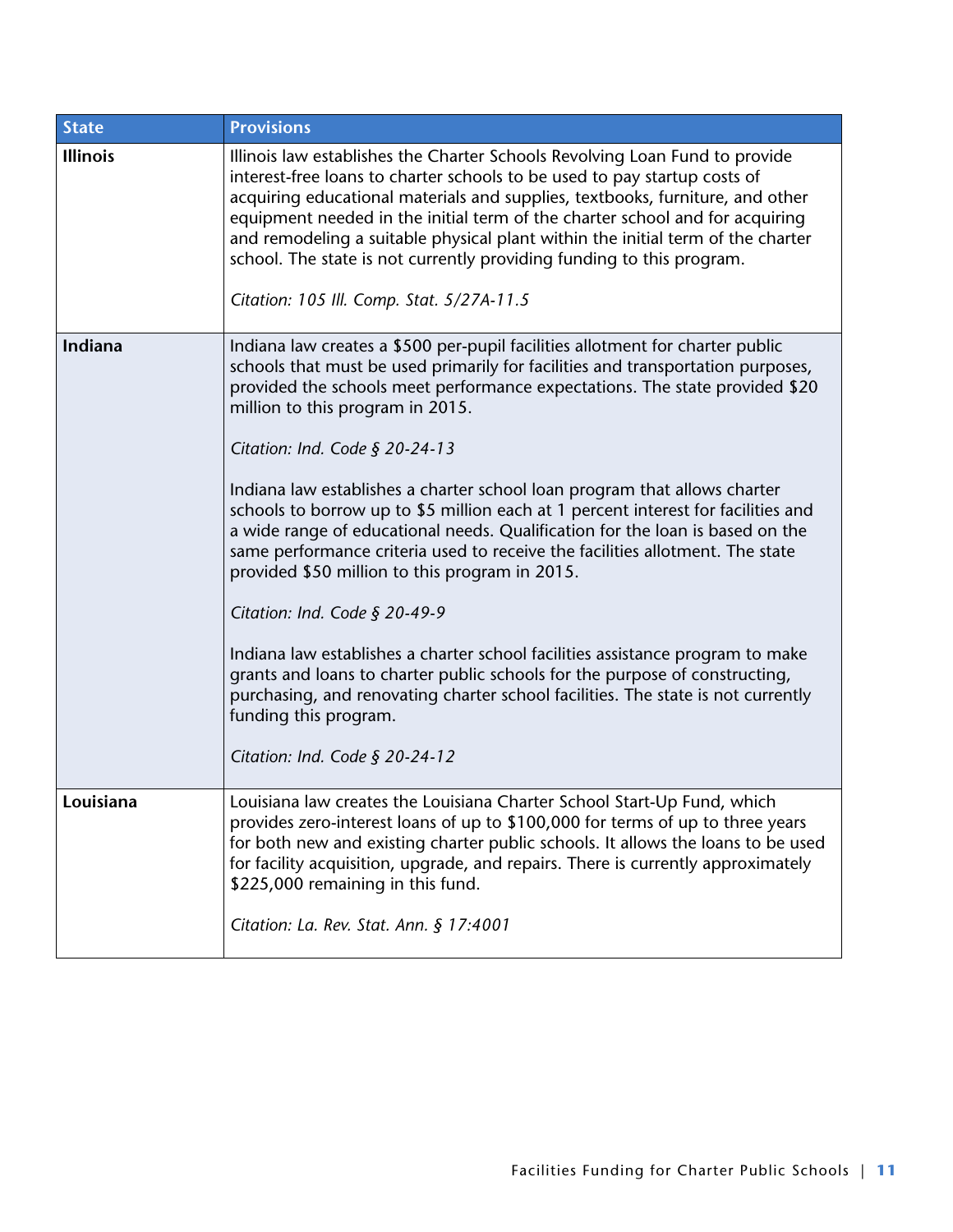| State | Provisions |
|---|---|
| **Illinois** | Illinois law establishes the Charter Schools Revolving Loan Fund to provide interest-free loans to charter schools to be used to pay startup costs of acquiring educational materials and supplies, textbooks, furniture, and other equipment needed in the initial term of the charter school and for acquiring and remodeling a suitable physical plant within the initial term of the charter school. The state is not currently providing funding to this program.<br><br>*Citation: 105 Ill. Comp. Stat. 5/27A-11.5* |
| **Indiana** | Indiana law creates a $500 per-pupil facilities allotment for charter public schools that must be used primarily for facilities and transportation purposes, provided the schools meet performance expectations. The state provided $20 million to this program in 2015.<br><br>*Citation: Ind. Code § 20-24-13*<br><br>Indiana law establishes a charter school loan program that allows charter schools to borrow up to $5 million each at 1 percent interest for facilities and a wide range of educational needs. Qualification for the loan is based on the same performance criteria used to receive the facilities allotment. The state provided $50 million to this program in 2015.<br><br>*Citation: Ind. Code § 20-49-9*<br><br>Indiana law establishes a charter school facilities assistance program to make grants and loans to charter public schools for the purpose of constructing, purchasing, and renovating charter school facilities. The state is not currently funding this program.<br><br>*Citation: Ind. Code § 20-24-12* |
| **Louisiana** | Louisiana law creates the Louisiana Charter School Start-Up Fund, which provides zero-interest loans of up to $100,000 for terms of up to three years for both new and existing charter public schools. It allows the loans to be used for facility acquisition, upgrade, and repairs. There is currently approximately $225,000 remaining in this fund.<br><br>*Citation: La. Rev. Stat. Ann. § 17:4001* |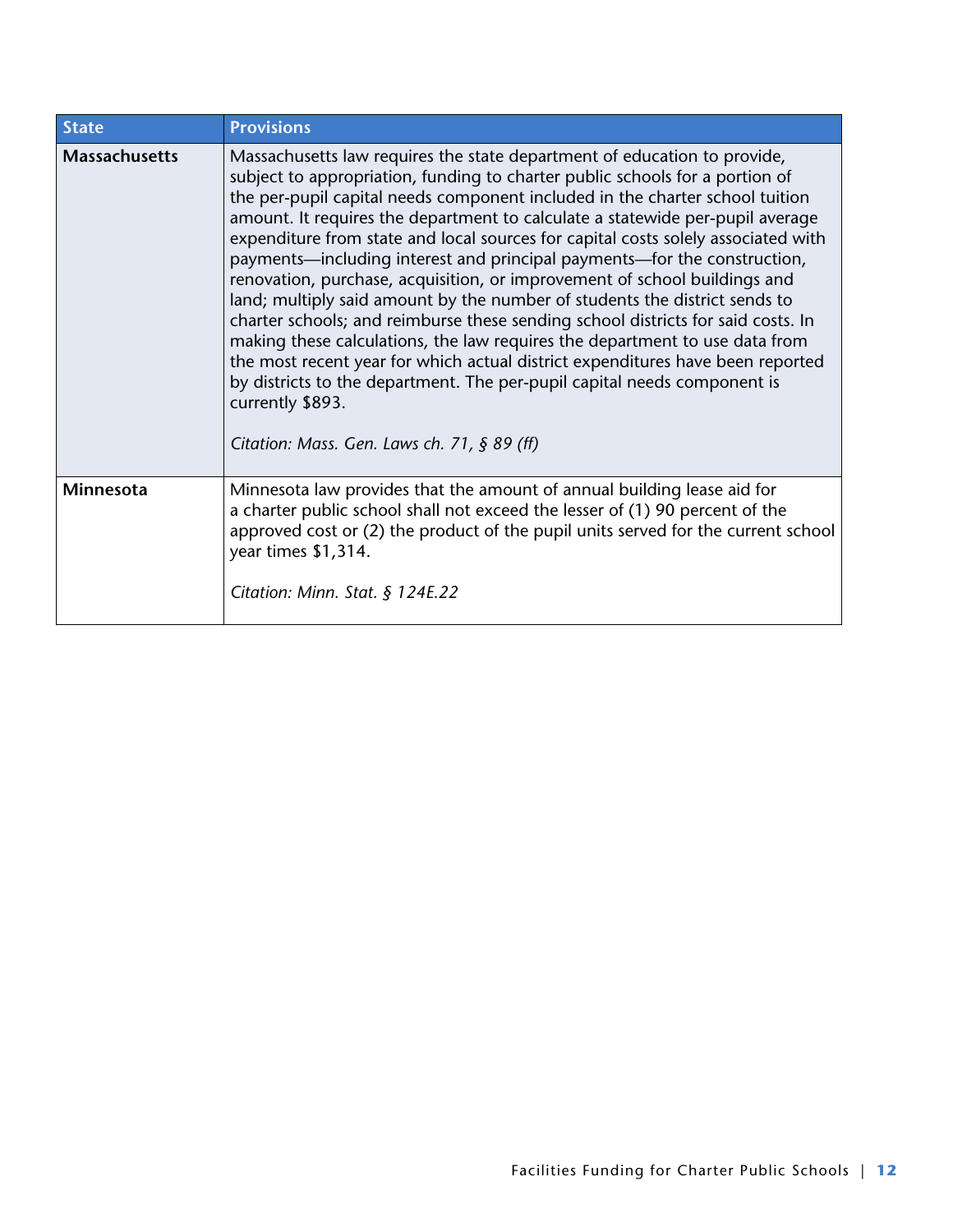| State | Provisions |
| --- | --- |
| **Massachusetts** | Massachusetts law requires the state department of education to provide, subject to appropriation, funding to charter public schools for a portion of the per-pupil capital needs component included in the charter school tuition amount. It requires the department to calculate a statewide per-pupil average expenditure from state and local sources for capital costs solely associated with payments—including interest and principal payments—for the construction, renovation, purchase, acquisition, or improvement of school buildings and land; multiply said amount by the number of students the district sends to charter schools; and reimburse these sending school districts for said costs. In making these calculations, the law requires the department to use data from the most recent year for which actual district expenditures have been reported by districts to the department. The per-pupil capital needs component is currently $893.<br><br>*Citation: Mass. Gen. Laws ch. 71, § 89 (ff)* |
| **Minnesota** | Minnesota law provides that the amount of annual building lease aid for a charter public school shall not exceed the lesser of (1) 90 percent of the approved cost or (2) the product of the pupil units served for the current school year times $1,314.<br><br>*Citation: Minn. Stat. § 124E.22* |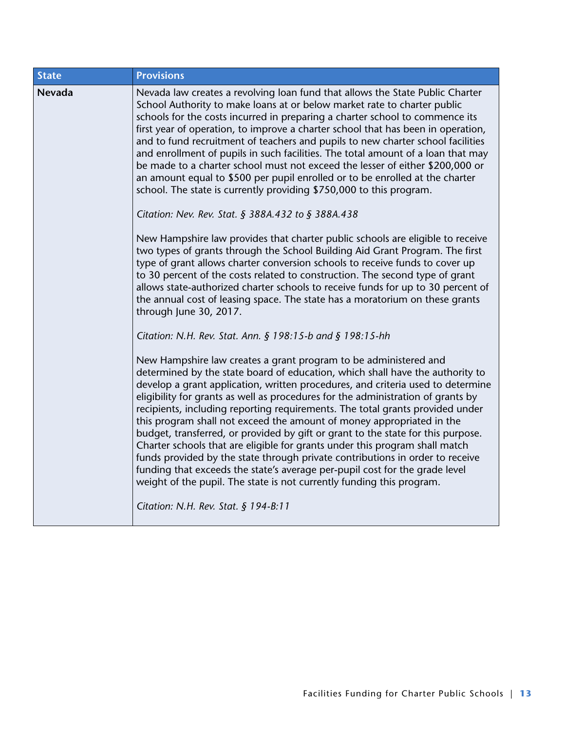| State | Provisions |
| --- | --- |
| **Nevada** | Nevada law creates a revolving loan fund that allows the State Public Charter School Authority to make loans at or below market rate to charter public schools for the costs incurred in preparing a charter school to commence its first year of operation, to improve a charter school that has been in operation, and to fund recruitment of teachers and pupils to new charter school facilities and enrollment of pupils in such facilities. The total amount of a loan that may be made to a charter school must not exceed the lesser of either $200,000 or an amount equal to $500 per pupil enrolled or to be enrolled at the charter school. The state is currently providing $750,000 to this program.<br><br>*Citation: Nev. Rev. Stat. § 388A.432 to § 388A.438*<br><br>New Hampshire law provides that charter public schools are eligible to receive two types of grants through the School Building Aid Grant Program. The first type of grant allows charter conversion schools to receive funds to cover up to 30 percent of the costs related to construction. The second type of grant allows state-authorized charter schools to receive funds for up to 30 percent of the annual cost of leasing space. The state has a moratorium on these grants through June 30, 2017.<br><br>*Citation: N.H. Rev. Stat. Ann. § 198:15-b and § 198:15-hh*<br><br>New Hampshire law creates a grant program to be administered and determined by the state board of education, which shall have the authority to develop a grant application, written procedures, and criteria used to determine eligibility for grants as well as procedures for the administration of grants by recipients, including reporting requirements. The total grants provided under this program shall not exceed the amount of money appropriated in the budget, transferred, or provided by gift or grant to the state for this purpose. Charter schools that are eligible for grants under this program shall match funds provided by the state through private contributions in order to receive funding that exceeds the state's average per-pupil cost for the grade level weight of the pupil. The state is not currently funding this program.<br><br>*Citation: N.H. Rev. Stat. § 194-B:11* |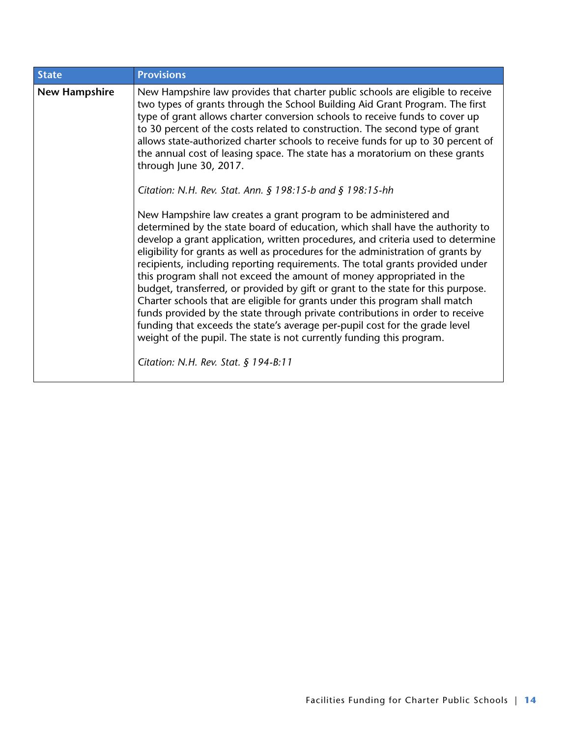| State | Provisions |
|---|---|
| **New Hampshire** | New Hampshire law provides that charter public schools are eligible to receive two types of grants through the School Building Aid Grant Program. The first type of grant allows charter conversion schools to receive funds to cover up to 30 percent of the costs related to construction. The second type of grant allows state-authorized charter schools to receive funds for up to 30 percent of the annual cost of leasing space. The state has a moratorium on these grants through June 30, 2017.<br><br>*Citation: N.H. Rev. Stat. Ann. § 198:15-b and § 198:15-hh*<br><br>New Hampshire law creates a grant program to be administered and determined by the state board of education, which shall have the authority to develop a grant application, written procedures, and criteria used to determine eligibility for grants as well as procedures for the administration of grants by recipients, including reporting requirements. The total grants provided under this program shall not exceed the amount of money appropriated in the budget, transferred, or provided by gift or grant to the state for this purpose. Charter schools that are eligible for grants under this program shall match funds provided by the state through private contributions in order to receive funding that exceeds the state's average per-pupil cost for the grade level weight of the pupil. The state is not currently funding this program.<br><br>*Citation: N.H. Rev. Stat. § 194-B:11* |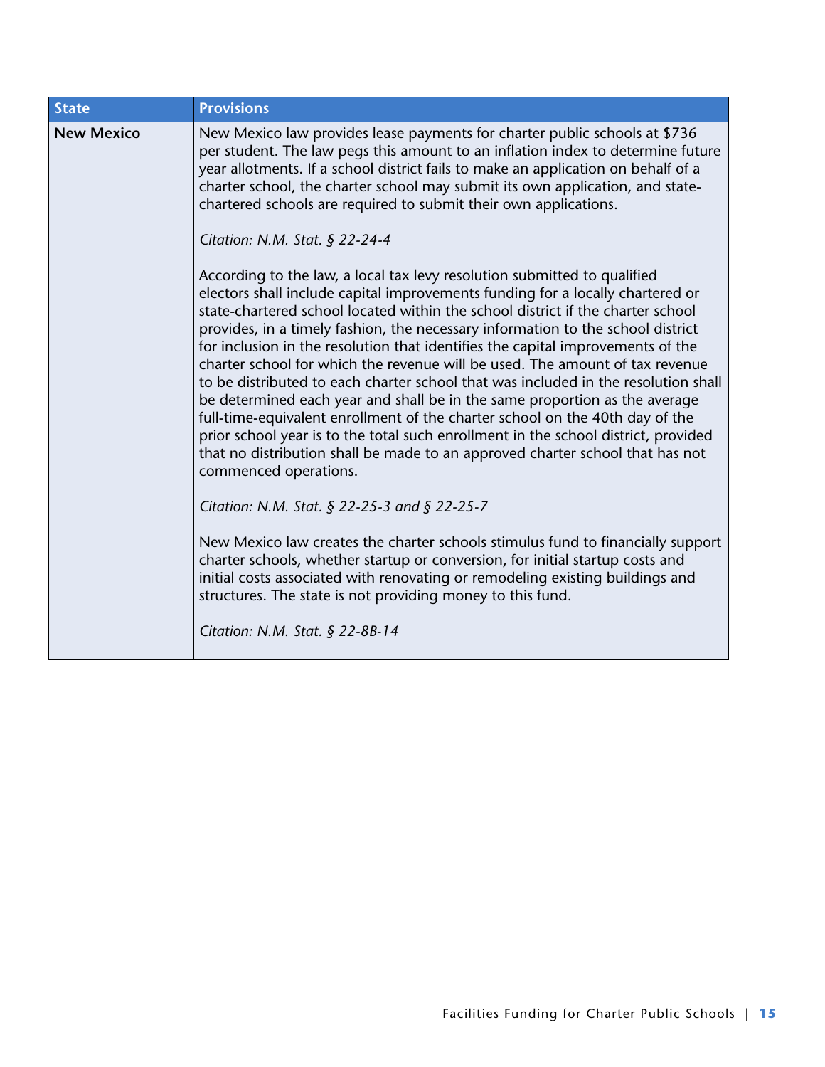| State | Provisions |
|---|---|
| **New Mexico** | New Mexico law provides lease payments for charter public schools at $736 per student. The law pegs this amount to an inflation index to determine future year allotments. If a school district fails to make an application on behalf of a charter school, the charter school may submit its own application, and state-chartered schools are required to submit their own applications.<br><br>*Citation: N.M. Stat. § 22-24-4*<br><br>According to the law, a local tax levy resolution submitted to qualified electors shall include capital improvements funding for a locally chartered or state-chartered school located within the school district if the charter school provides, in a timely fashion, the necessary information to the school district for inclusion in the resolution that identifies the capital improvements of the charter school for which the revenue will be used. The amount of tax revenue to be distributed to each charter school that was included in the resolution shall be determined each year and shall be in the same proportion as the average full-time-equivalent enrollment of the charter school on the 40th day of the prior school year is to the total such enrollment in the school district, provided that no distribution shall be made to an approved charter school that has not commenced operations.<br><br>*Citation: N.M. Stat. § 22-25-3 and § 22-25-7*<br><br>New Mexico law creates the charter schools stimulus fund to financially support charter schools, whether startup or conversion, for initial startup costs and initial costs associated with renovating or remodeling existing buildings and structures. The state is not providing money to this fund.<br><br>*Citation: N.M. Stat. § 22-8B-14* |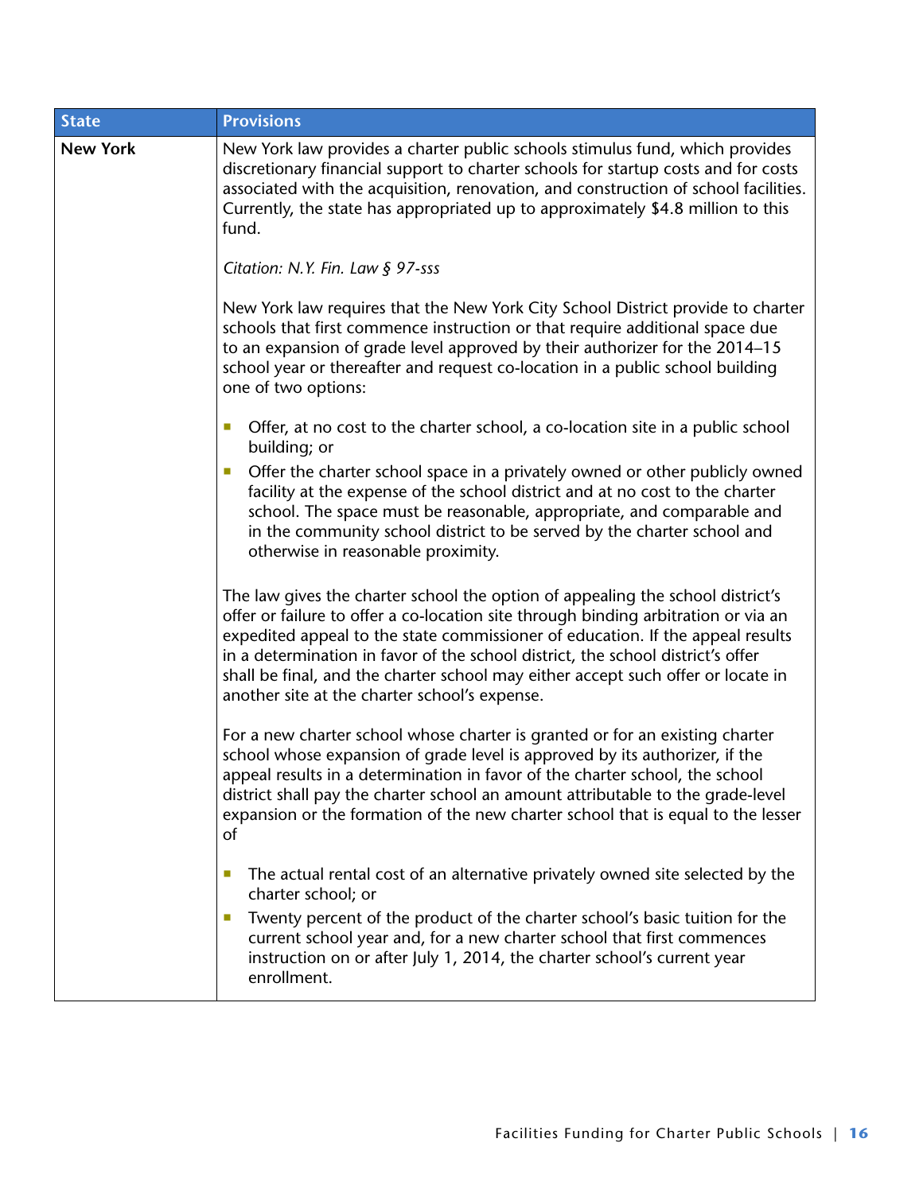| State | Provisions |
|---|---|
| **New York** | New York law provides a charter public schools stimulus fund, which provides discretionary financial support to charter schools for startup costs and for costs associated with the acquisition, renovation, and construction of school facilities. Currently, the state has appropriated up to approximately $4.8 million to this fund.<br><br>*Citation: N.Y. Fin. Law § 97-sss*<br><br>New York law requires that the New York City School District provide to charter schools that first commence instruction or that require additional space due to an expansion of grade level approved by their authorizer for the 2014–15 school year or thereafter and request co-location in a public school building one of two options:<br><br>- Offer, at no cost to the charter school, a co-location site in a public school building; or<br>- Offer the charter school space in a privately owned or other publicly owned facility at the expense of the school district and at no cost to the charter school. The space must be reasonable, appropriate, and comparable and in the community school district to be served by the charter school and otherwise in reasonable proximity.<br><br>The law gives the charter school the option of appealing the school district's offer or failure to offer a co-location site through binding arbitration or via an expedited appeal to the state commissioner of education. If the appeal results in a determination in favor of the school district, the school district's offer shall be final, and the charter school may either accept such offer or locate in another site at the charter school's expense.<br><br>For a new charter school whose charter is granted or for an existing charter school whose expansion of grade level is approved by its authorizer, if the appeal results in a determination in favor of the charter school, the school district shall pay the charter school an amount attributable to the grade-level expansion or the formation of the new charter school that is equal to the lesser of<br><br>- The actual rental cost of an alternative privately owned site selected by the charter school; or<br>- Twenty percent of the product of the charter school's basic tuition for the current school year and, for a new charter school that first commences instruction on or after July 1, 2014, the charter school's current year enrollment. |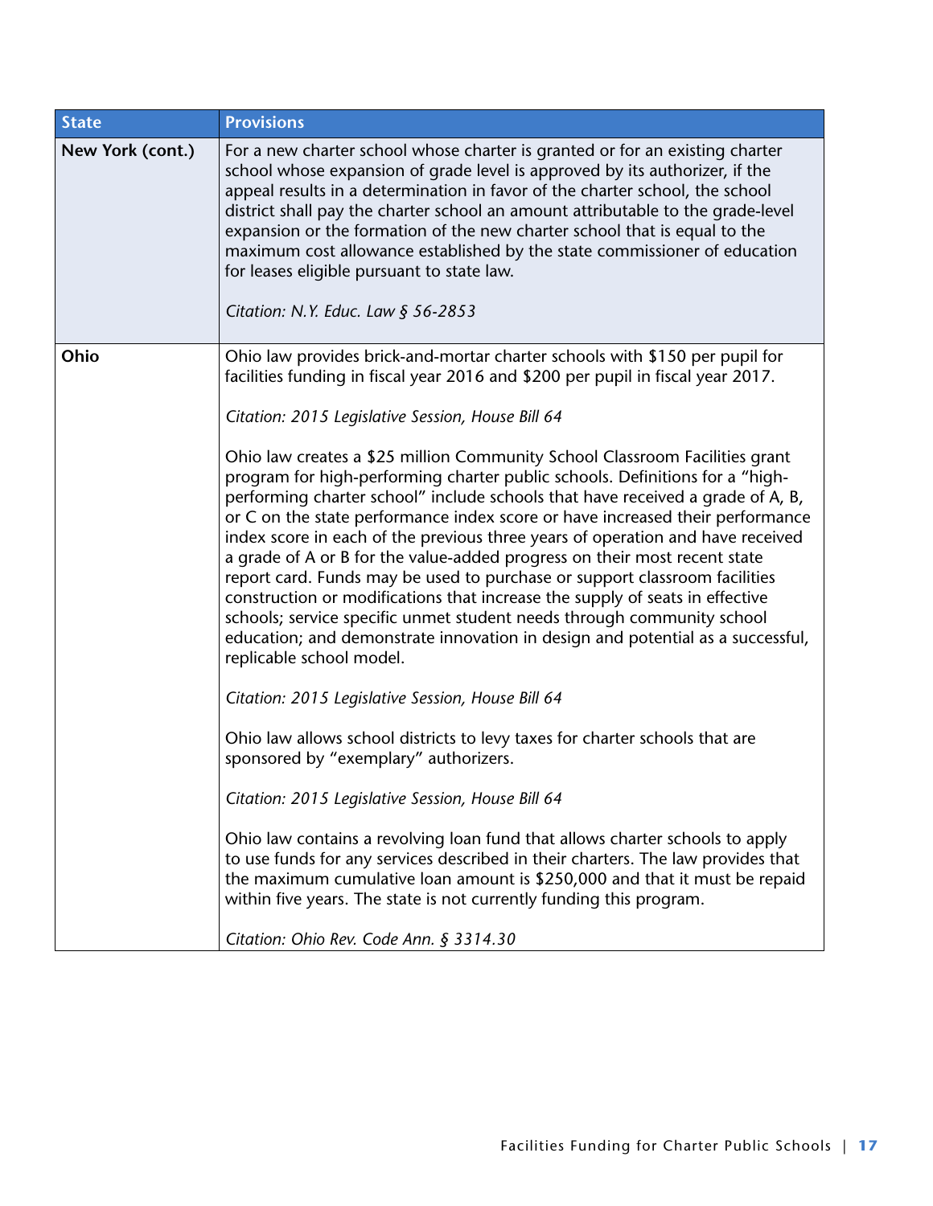| State | Provisions |
| --- | --- |
| **New York (cont.)** | For a new charter school whose charter is granted or for an existing charter school whose expansion of grade level is approved by its authorizer, if the appeal results in a determination in favor of the charter school, the school district shall pay the charter school an amount attributable to the grade-level expansion or the formation of the new charter school that is equal to the maximum cost allowance established by the state commissioner of education for leases eligible pursuant to state law.<br><br>*Citation: N.Y. Educ. Law § 56-2853* |
| **Ohio** | Ohio law provides brick-and-mortar charter schools with $150 per pupil for facilities funding in fiscal year 2016 and $200 per pupil in fiscal year 2017.<br><br>*Citation: 2015 Legislative Session, House Bill 64*<br><br>Ohio law creates a $25 million Community School Classroom Facilities grant program for high-performing charter public schools. Definitions for a "high-performing charter school" include schools that have received a grade of A, B, or C on the state performance index score or have increased their performance index score in each of the previous three years of operation and have received a grade of A or B for the value-added progress on their most recent state report card. Funds may be used to purchase or support classroom facilities construction or modifications that increase the supply of seats in effective schools; service specific unmet student needs through community school education; and demonstrate innovation in design and potential as a successful, replicable school model.<br><br>*Citation: 2015 Legislative Session, House Bill 64*<br><br>Ohio law allows school districts to levy taxes for charter schools that are sponsored by "exemplary" authorizers.<br><br>*Citation: 2015 Legislative Session, House Bill 64*<br><br>Ohio law contains a revolving loan fund that allows charter schools to apply to use funds for any services described in their charters. The law provides that the maximum cumulative loan amount is $250,000 and that it must be repaid within five years. The state is not currently funding this program.<br><br>*Citation: Ohio Rev. Code Ann. § 3314.30* |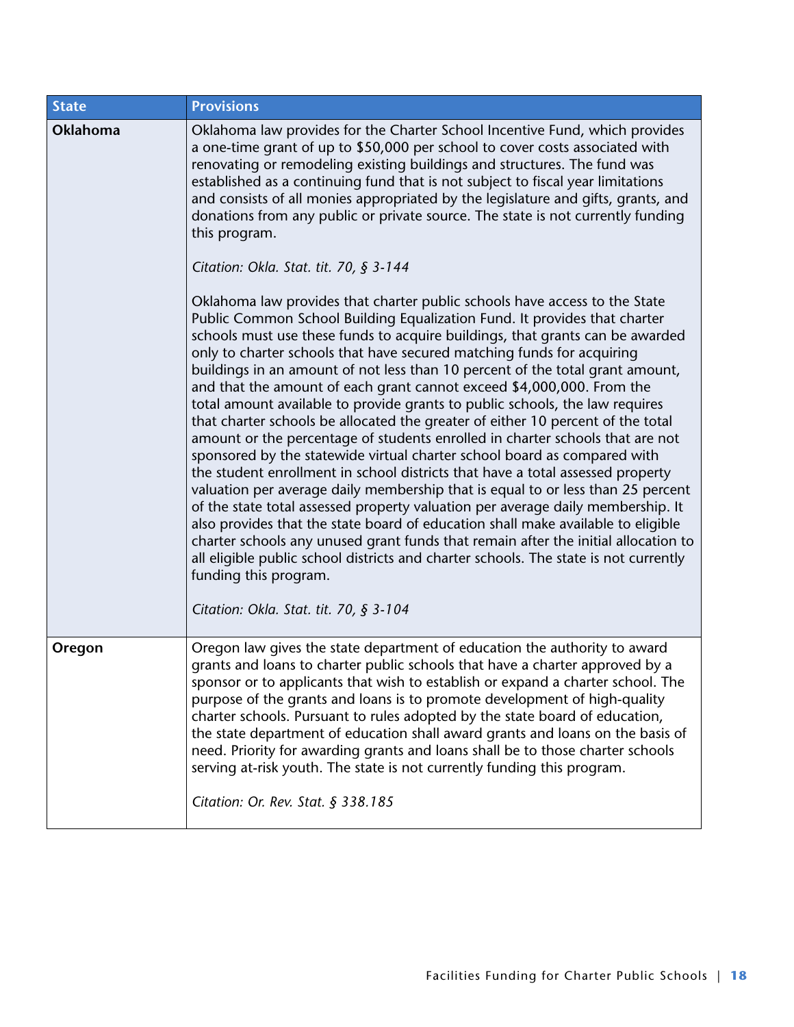| State | Provisions |
|---|---|
| **Oklahoma** | Oklahoma law provides for the Charter School Incentive Fund, which provides a one-time grant of up to $50,000 per school to cover costs associated with renovating or remodeling existing buildings and structures. The fund was established as a continuing fund that is not subject to fiscal year limitations and consists of all monies appropriated by the legislature and gifts, grants, and donations from any public or private source. The state is not currently funding this program.<br><br>*Citation: Okla. Stat. tit. 70, § 3-144*<br><br>Oklahoma law provides that charter public schools have access to the State Public Common School Building Equalization Fund. It provides that charter schools must use these funds to acquire buildings, that grants can be awarded only to charter schools that have secured matching funds for acquiring buildings in an amount of not less than 10 percent of the total grant amount, and that the amount of each grant cannot exceed $4,000,000. From the total amount available to provide grants to public schools, the law requires that charter schools be allocated the greater of either 10 percent of the total amount or the percentage of students enrolled in charter schools that are not sponsored by the statewide virtual charter school board as compared with the student enrollment in school districts that have a total assessed property valuation per average daily membership that is equal to or less than 25 percent of the state total assessed property valuation per average daily membership. It also provides that the state board of education shall make available to eligible charter schools any unused grant funds that remain after the initial allocation to all eligible public school districts and charter schools. The state is not currently funding this program.<br><br>*Citation: Okla. Stat. tit. 70, § 3-104* |
| **Oregon** | Oregon law gives the state department of education the authority to award grants and loans to charter public schools that have a charter approved by a sponsor or to applicants that wish to establish or expand a charter school. The purpose of the grants and loans is to promote development of high-quality charter schools. Pursuant to rules adopted by the state board of education, the state department of education shall award grants and loans on the basis of need. Priority for awarding grants and loans shall be to those charter schools serving at-risk youth. The state is not currently funding this program.<br><br>*Citation: Or. Rev. Stat. § 338.185* |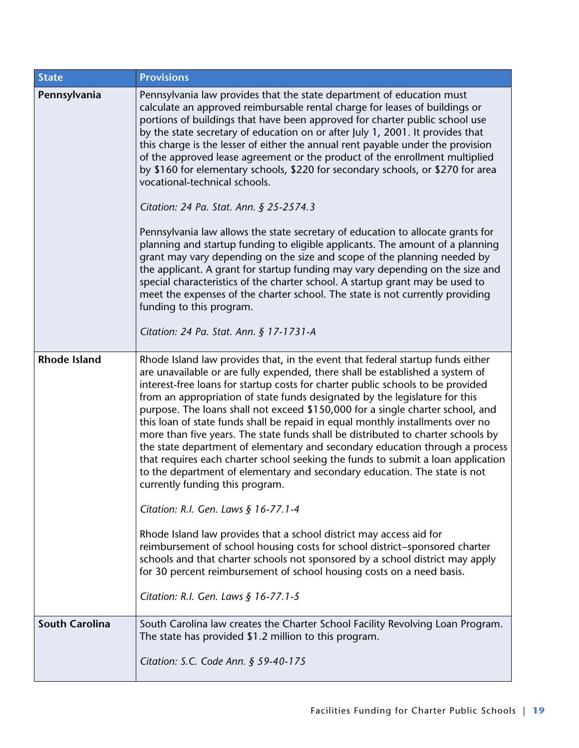| State | Provisions |
|---|---|
| **Pennsylvania** | Pennsylvania law provides that the state department of education must calculate an approved reimbursable rental charge for leases of buildings or portions of buildings that have been approved for charter public school use by the state secretary of education on or after July 1, 2001. It provides that this charge is the lesser of either the annual rent payable under the provision of the approved lease agreement or the product of the enrollment multiplied by $160 for elementary schools, $220 for secondary schools, or $270 for area vocational-technical schools.<br><br>*Citation: 24 Pa. Stat. Ann. § 25-2574.3*<br><br>Pennsylvania law allows the state secretary of education to allocate grants for planning and startup funding to eligible applicants. The amount of a planning grant may vary depending on the size and scope of the planning needed by the applicant. A grant for startup funding may vary depending on the size and special characteristics of the charter school. A startup grant may be used to meet the expenses of the charter school. The state is not currently providing funding to this program.<br><br>*Citation: 24 Pa. Stat. Ann. § 17-1731-A* |
| **Rhode Island** | Rhode Island law provides that, in the event that federal startup funds either are unavailable or are fully expended, there shall be established a system of interest-free loans for startup costs for charter public schools to be provided from an appropriation of state funds designated by the legislature for this purpose. The loans shall not exceed $150,000 for a single charter school, and this loan of state funds shall be repaid in equal monthly installments over no more than five years. The state funds shall be distributed to charter schools by the state department of elementary and secondary education through a process that requires each charter school seeking the funds to submit a loan application to the department of elementary and secondary education. The state is not currently funding this program.<br><br>*Citation: R.I. Gen. Laws § 16-77.1-4*<br><br>Rhode Island law provides that a school district may access aid for reimbursement of school housing costs for school district–sponsored charter schools and that charter schools not sponsored by a school district may apply for 30 percent reimbursement of school housing costs on a need basis.<br><br>*Citation: R.I. Gen. Laws § 16-77.1-5* |
| **South Carolina** | South Carolina law creates the Charter School Facility Revolving Loan Program. The state has provided $1.2 million to this program.<br><br>*Citation: S.C. Code Ann. § 59-40-175* |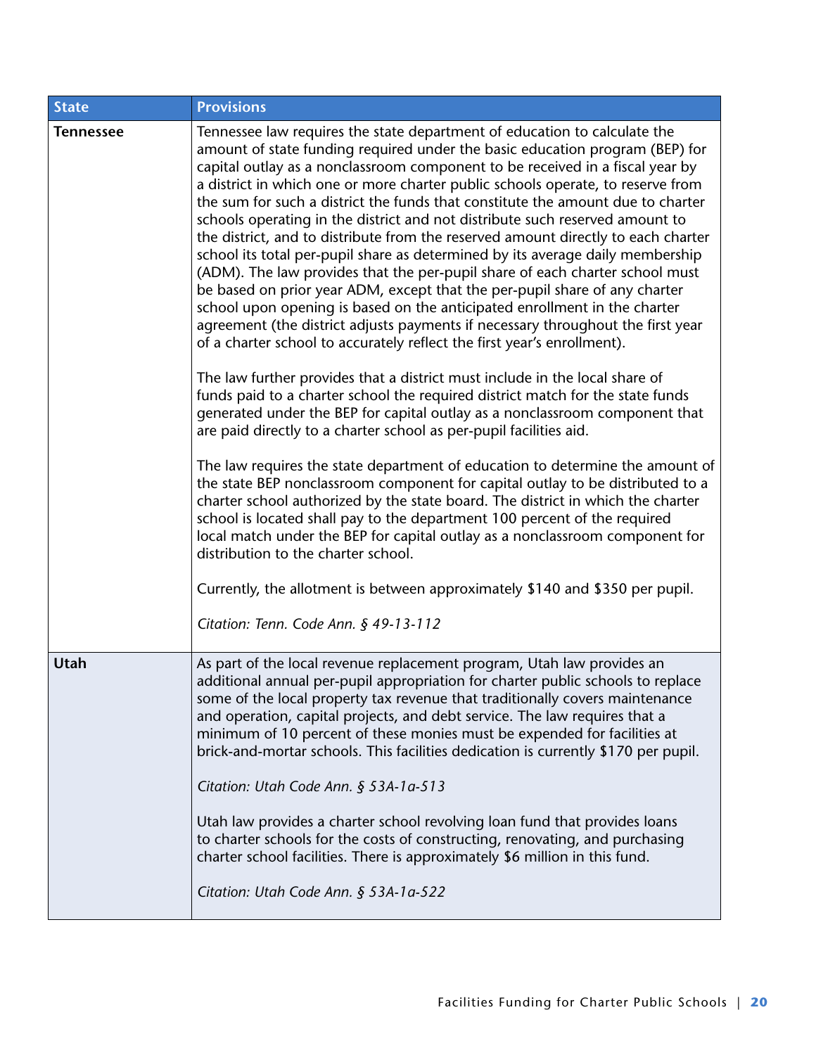| State | Provisions |
|---|---|
| **Tennessee** | Tennessee law requires the state department of education to calculate the amount of state funding required under the basic education program (BEP) for capital outlay as a nonclassroom component to be received in a fiscal year by a district in which one or more charter public schools operate, to reserve from the sum for such a district the funds that constitute the amount due to charter schools operating in the district and not distribute such reserved amount to the district, and to distribute from the reserved amount directly to each charter school its total per-pupil share as determined by its average daily membership (ADM). The law provides that the per-pupil share of each charter school must be based on prior year ADM, except that the per-pupil share of any charter school upon opening is based on the anticipated enrollment in the charter agreement (the district adjusts payments if necessary throughout the first year of a charter school to accurately reflect the first year's enrollment).<br><br>The law further provides that a district must include in the local share of funds paid to a charter school the required district match for the state funds generated under the BEP for capital outlay as a nonclassroom component that are paid directly to a charter school as per-pupil facilities aid.<br><br>The law requires the state department of education to determine the amount of the state BEP nonclassroom component for capital outlay to be distributed to a charter school authorized by the state board. The district in which the charter school is located shall pay to the department 100 percent of the required local match under the BEP for capital outlay as a nonclassroom component for distribution to the charter school.<br><br>Currently, the allotment is between approximately $140 and $350 per pupil.<br><br>*Citation: Tenn. Code Ann. § 49-13-112* |
| **Utah** | As part of the local revenue replacement program, Utah law provides an additional annual per-pupil appropriation for charter public schools to replace some of the local property tax revenue that traditionally covers maintenance and operation, capital projects, and debt service. The law requires that a minimum of 10 percent of these monies must be expended for facilities at brick-and-mortar schools. This facilities dedication is currently $170 per pupil.<br><br>*Citation: Utah Code Ann. § 53A-1a-513*<br><br>Utah law provides a charter school revolving loan fund that provides loans to charter schools for the costs of constructing, renovating, and purchasing charter school facilities. There is approximately $6 million in this fund.<br><br>*Citation: Utah Code Ann. § 53A-1a-522* |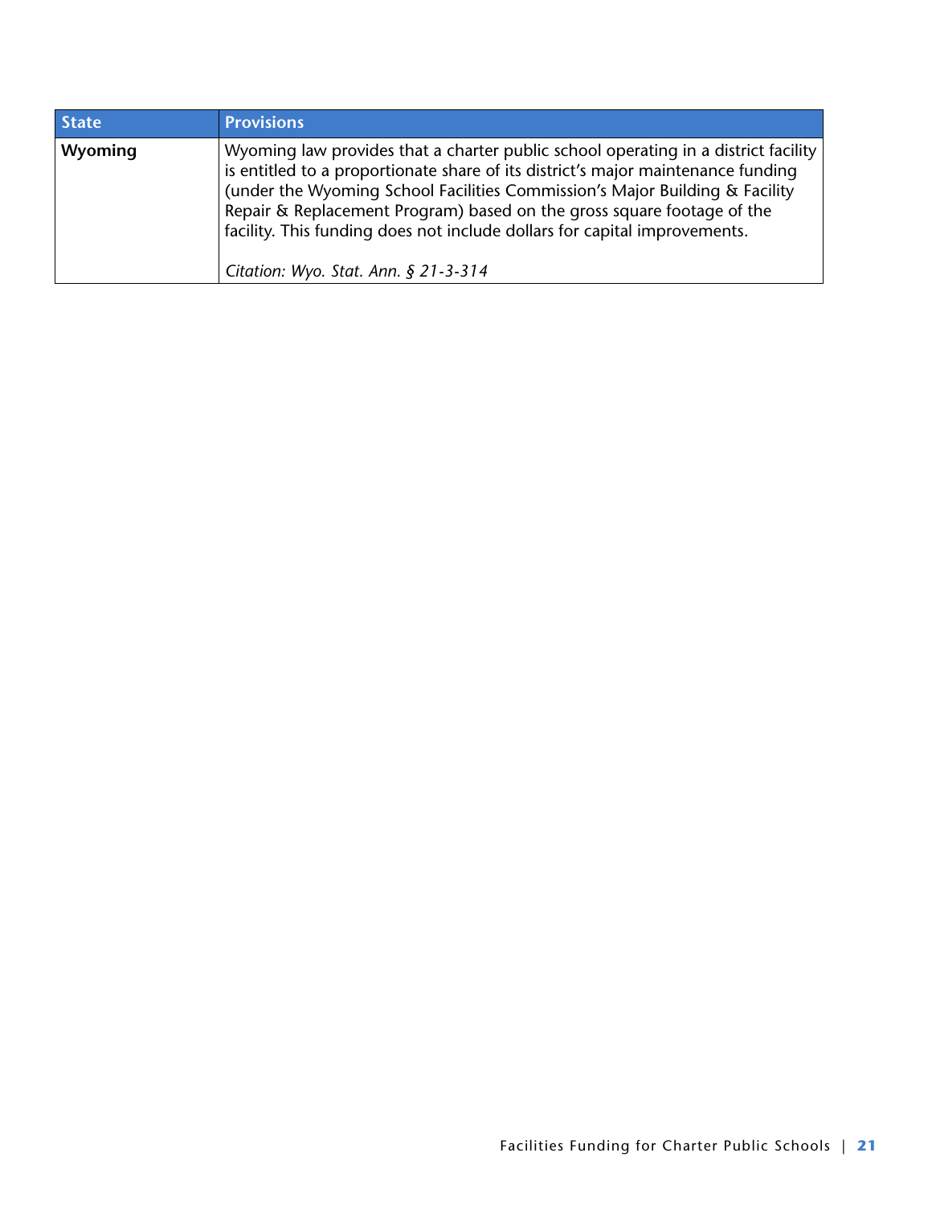| State | Provisions |
| --- | --- |
| **Wyoming** | Wyoming law provides that a charter public school operating in a district facility is entitled to a proportionate share of its district's major maintenance funding (under the Wyoming School Facilities Commission's Major Building & Facility Repair & Replacement Program) based on the gross square footage of the facility. This funding does not include dollars for capital improvements.<br><br>*Citation: Wyo. Stat. Ann. § 21-3-314* |